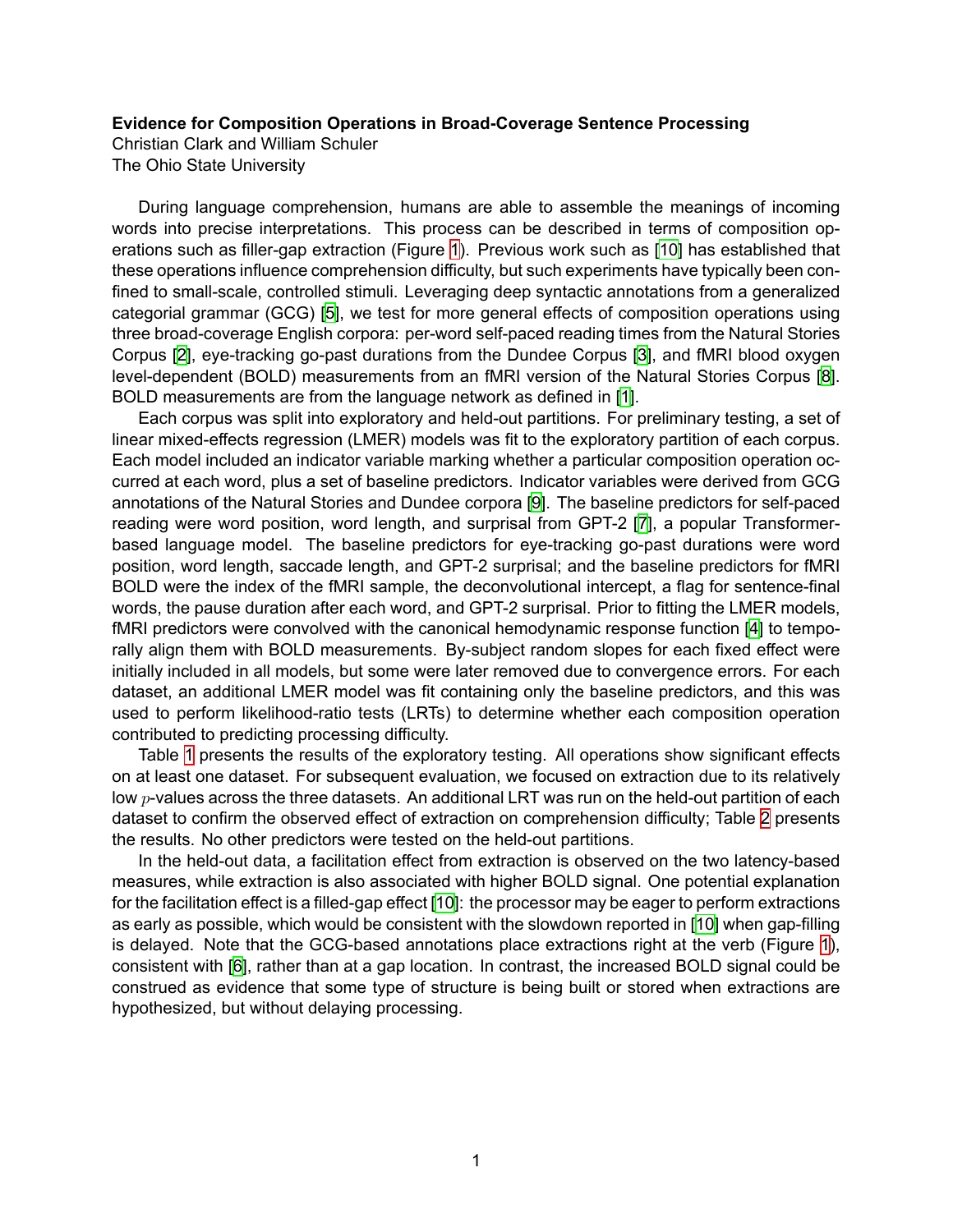**Evidence for Composition Operations in Broad-Coverage Sentence Processing**

Christian Clark and William Schuler

The Ohio State University

During language comprehension, humans are able to assemble the meanings of incoming words into precise interpretations. This process can be described in terms of composition operations such as filler-gap extraction (Figure 1). Previous work such as [10] has established that these operations influence comprehension difficulty, but such experiments have typically been confined to small-scale, controlled stimuli. Leveraging deep syntactic annotations from a generalized categorial grammar (GCG) [5], we test for more general effects of composition operations using three broad-coverage English corpora: per-word self-paced reading times from the Natural Stories Corpus [2], eye-tracking go-past durations from the Dundee Corpus [3], and fMRI blood oxygen level-dependent (BOLD) measurements from an fMRI version of the Natural Stories Corpus [8]. BOLD measurements are from the language network as defined in [1].

Each corpus was split into exploratory and held-out partitions. For preliminary testing, a set of linear mixed-effects regression (LMER) models was fit to the exploratory partition of each corpus. Each model included an indicator variable marking whether a particular composition operation occurred at each word, plus a set of baseline predictors. Indicator variables were derived from GCG annotations of the Natural Stories and Dundee corpora [9]. The baseline predictors for self-paced reading were word position, word length, and surprisal from GPT-2 [7], a popular Transformer-based language model. The baseline predictors for eye-tracking go-past durations were word position, word length, saccade length, and GPT-2 surprisal; and the baseline predictors for fMRI BOLD were the index of the fMRI sample, the deconvolutional intercept, a flag for sentence-final words, the pause duration after each word, and GPT-2 surprisal. Prior to fitting the LMER models, fMRI predictors were convolved with the canonical hemodynamic response function [4] to temporally align them with BOLD measurements. By-subject random slopes for each fixed effect were initially included in all models, but some were later removed due to convergence errors. For each dataset, an additional LMER model was fit containing only the baseline predictors, and this was used to perform likelihood-ratio tests (LRTs) to determine whether each composition operation contributed to predicting processing difficulty.

Table 1 presents the results of the exploratory testing. All operations show significant effects on at least one dataset. For subsequent evaluation, we focused on extraction due to its relatively low $p$-values across the three datasets. An additional LRT was run on the held-out partition of each dataset to confirm the observed effect of extraction on comprehension difficulty; Table 2 presents the results. No other predictors were tested on the held-out partitions.

In the held-out data, a facilitation effect from extraction is observed on the two latency-based measures, while extraction is also associated with higher BOLD signal. One potential explanation for the facilitation effect is a filled-gap effect [10]: the processor may be eager to perform extractions as early as possible, which would be consistent with the slowdown reported in [10] when gap-filling is delayed. Note that the GCG-based annotations place extractions right at the verb (Figure 1), consistent with [6], rather than at a gap location. In contrast, the increased BOLD signal could be construed as evidence that some type of structure is being built or stored when extractions are hypothesized, but without delaying processing.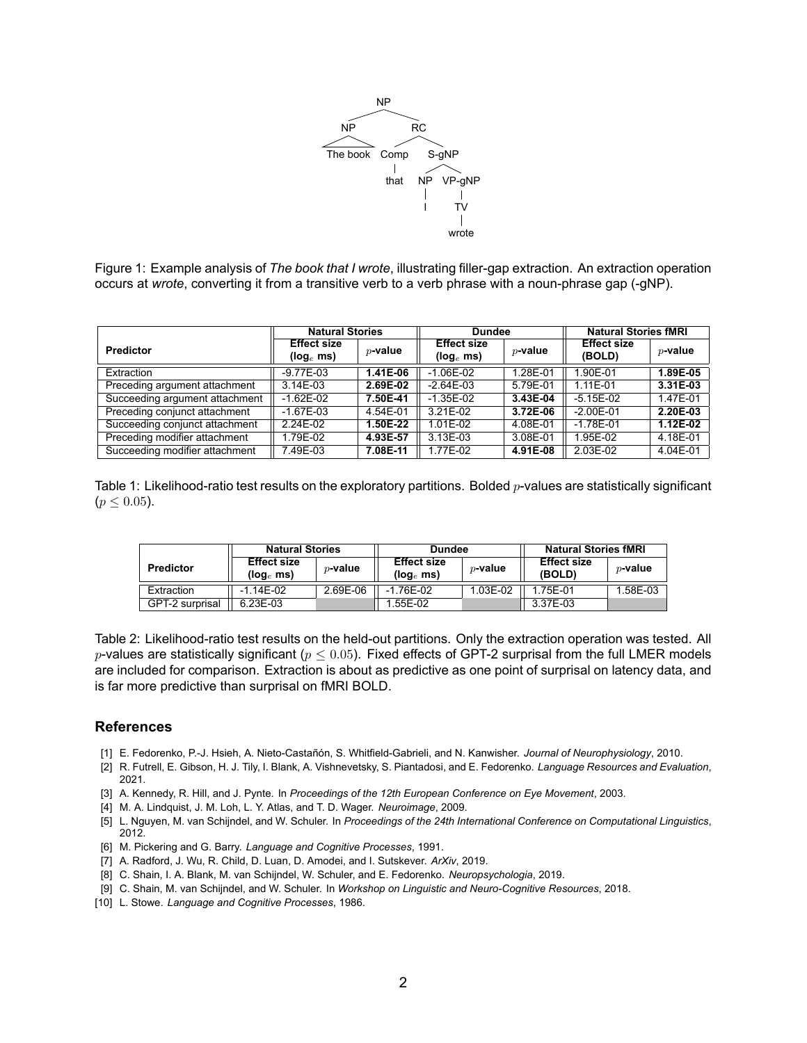NP

NP RC

The book Comp S-gNP

that NP VP-gNP

I TV

wrote

Figure 1: Example analysis of *The book that I wrote*, illustrating filler-gap extraction. An extraction operation occurs at *wrote*, converting it from a transitive verb to a verb phrase with a noun-phrase gap (-gNP).

| Predictor | Natural Stories | | Dundee | | Natural Stories fMRI | |
|---|---|---|---|---|---|---|
| | Effect size ($\log_e$ ms) | $p$-value | Effect size ($\log_e$ ms) | $p$-value | Effect size (BOLD) | $p$-value |
| Extraction | -9.77E-03 | **1.41E-06** | -1.06E-02 | 1.28E-01 | 1.90E-01 | **1.89E-05** |
| Preceding argument attachment | 3.14E-03 | **2.69E-02** | -2.64E-03 | 5.79E-01 | 1.11E-01 | **3.31E-03** |
| Succeeding argument attachment | -1.62E-02 | **7.50E-41** | -1.35E-02 | **3.43E-04** | -5.15E-02 | 1.47E-01 |
| Preceding conjunct attachment | -1.67E-03 | 4.54E-01 | 3.21E-02 | **3.72E-06** | -2.00E-01 | **2.20E-03** |
| Succeeding conjunct attachment | 2.24E-02 | **1.50E-22** | 1.01E-02 | 4.08E-01 | -1.78E-01 | **1.12E-02** |
| Preceding modifier attachment | 1.79E-02 | **4.93E-57** | 3.13E-03 | 3.08E-01 | 1.95E-02 | 4.18E-01 |
| Succeeding modifier attachment | 7.49E-03 | **7.08E-11** | 1.77E-02 | **4.91E-08** | 2.03E-02 | 4.04E-01 |

Table 1: Likelihood-ratio test results on the exploratory partitions. Bolded $p$-values are statistically significant ($p \leq 0.05$).

| Predictor | Natural Stories | | Dundee | | Natural Stories fMRI | |
|---|---|---|---|---|---|---|
| | Effect size ($\log_e$ ms) | $p$-value | Effect size ($\log_e$ ms) | $p$-value | Effect size (BOLD) | $p$-value |
| Extraction | -1.14E-02 | 2.69E-06 | -1.76E-02 | 1.03E-02 | 1.75E-01 | 1.58E-03 |
| GPT-2 surprisal | 6.23E-03 | | 1.55E-02 | | 3.37E-03 | |

Table 2: Likelihood-ratio test results on the held-out partitions. Only the extraction operation was tested. All $p$-values are statistically significant ($p \leq 0.05$). Fixed effects of GPT-2 surprisal from the full LMER models are included for comparison. Extraction is about as predictive as one point of surprisal on latency data, and is far more predictive than surprisal on fMRI BOLD.

## References

[1] E. Fedorenko, P.-J. Hsieh, A. Nieto-Castañón, S. Whitfield-Gabrieli, and N. Kanwisher. *Journal of Neurophysiology*, 2010.

[2] R. Futrell, E. Gibson, H. J. Tily, I. Blank, A. Vishnevetsky, S. Piantadosi, and E. Fedorenko. *Language Resources and Evaluation*, 2021.

[3] A. Kennedy, R. Hill, and J. Pynte. In *Proceedings of the 12th European Conference on Eye Movement*, 2003.

[4] M. A. Lindquist, J. M. Loh, L. Y. Atlas, and T. D. Wager. *Neuroimage*, 2009.

[5] L. Nguyen, M. van Schijndel, and W. Schuler. In *Proceedings of the 24th International Conference on Computational Linguistics*, 2012.

[6] M. Pickering and G. Barry. *Language and Cognitive Processes*, 1991.

[7] A. Radford, J. Wu, R. Child, D. Luan, D. Amodei, and I. Sutskever. *ArXiv*, 2019.

[8] C. Shain, I. A. Blank, M. van Schijndel, W. Schuler, and E. Fedorenko. *Neuropsychologia*, 2019.

[9] C. Shain, M. van Schijndel, and W. Schuler. In *Workshop on Linguistic and Neuro-Cognitive Resources*, 2018.

[10] L. Stowe. *Language and Cognitive Processes*, 1986.